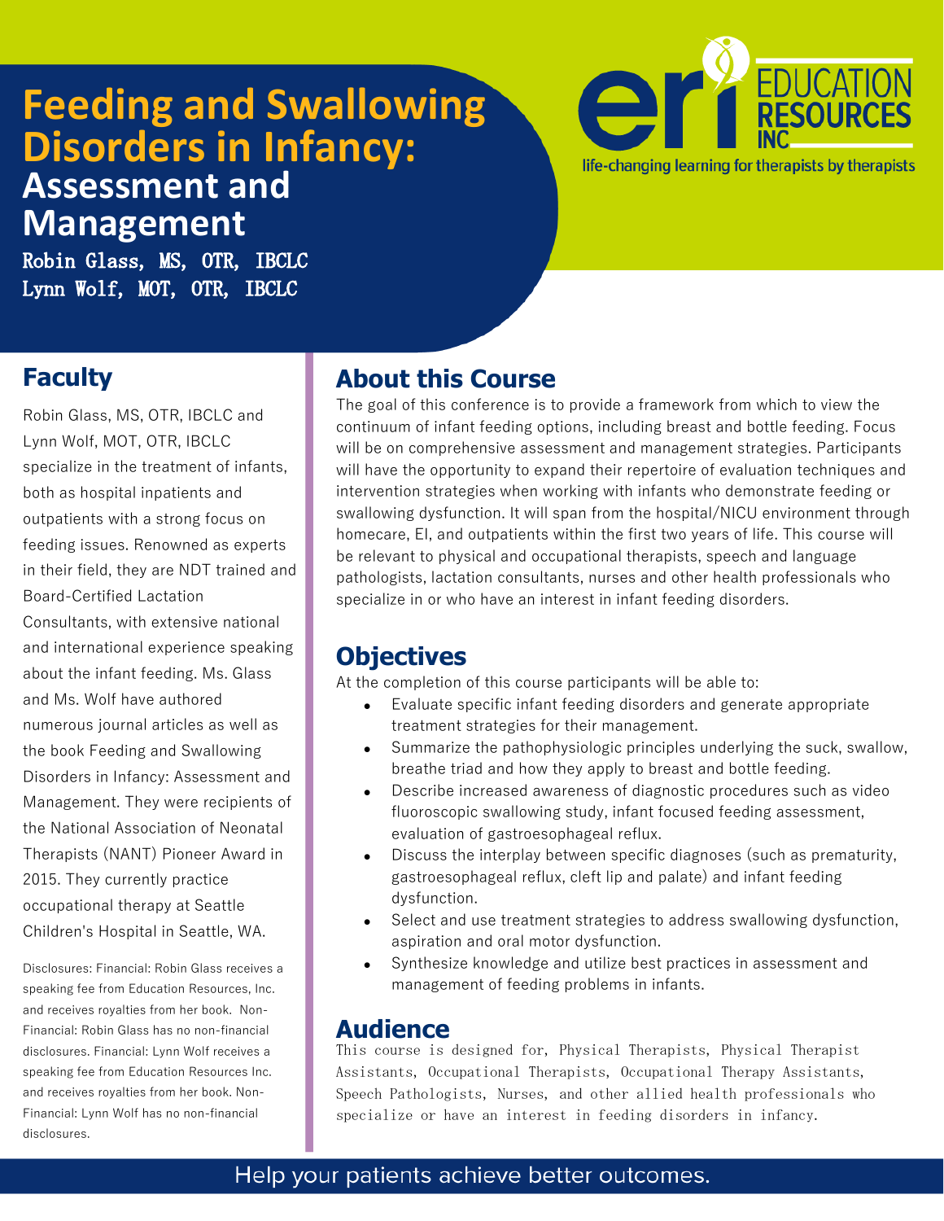# Feeding and Swallowing Disorders in Infancy: Assessment and Management

Robin Glass, MS, OTR, IBCLC
Lynn Wolf, MOT, OTR, IBCLC

EDUCATION RESOURCES INC

life-changing learning for therapists by therapists

## Faculty

Robin Glass, MS, OTR, IBCLC and Lynn Wolf, MOT, OTR, IBCLC specialize in the treatment of infants, both as hospital inpatients and outpatients with a strong focus on feeding issues. Renowned as experts in their field, they are NDT trained and Board-Certified Lactation Consultants, with extensive national and international experience speaking about the infant feeding. Ms. Glass and Ms. Wolf have authored numerous journal articles as well as the book Feeding and Swallowing Disorders in Infancy: Assessment and Management. They were recipients of the National Association of Neonatal Therapists (NANT) Pioneer Award in 2015. They currently practice occupational therapy at Seattle Children's Hospital in Seattle, WA.

Disclosures: Financial: Robin Glass receives a speaking fee from Education Resources, Inc. and receives royalties from her book. Non-Financial: Robin Glass has no non-financial disclosures. Financial: Lynn Wolf receives a speaking fee from Education Resources Inc. and receives royalties from her book. Non-Financial: Lynn Wolf has no non-financial disclosures.

## About this Course

The goal of this conference is to provide a framework from which to view the continuum of infant feeding options, including breast and bottle feeding. Focus will be on comprehensive assessment and management strategies. Participants will have the opportunity to expand their repertoire of evaluation techniques and intervention strategies when working with infants who demonstrate feeding or swallowing dysfunction. It will span from the hospital/NICU environment through homecare, EI, and outpatients within the first two years of life. This course will be relevant to physical and occupational therapists, speech and language pathologists, lactation consultants, nurses and other health professionals who specialize in or who have an interest in infant feeding disorders.

## Objectives

At the completion of this course participants will be able to:

- Evaluate specific infant feeding disorders and generate appropriate treatment strategies for their management.
- Summarize the pathophysiologic principles underlying the suck, swallow, breathe triad and how they apply to breast and bottle feeding.
- Describe increased awareness of diagnostic procedures such as video fluoroscopic swallowing study, infant focused feeding assessment, evaluation of gastroesophageal reflux.
- Discuss the interplay between specific diagnoses (such as prematurity, gastroesophageal reflux, cleft lip and palate) and infant feeding dysfunction.
- Select and use treatment strategies to address swallowing dysfunction, aspiration and oral motor dysfunction.
- Synthesize knowledge and utilize best practices in assessment and management of feeding problems in infants.

## Audience

This course is designed for, Physical Therapists, Physical Therapist Assistants, Occupational Therapists, Occupational Therapy Assistants, Speech Pathologists, Nurses, and other allied health professionals who specialize or have an interest in feeding disorders in infancy.

Help your patients achieve better outcomes.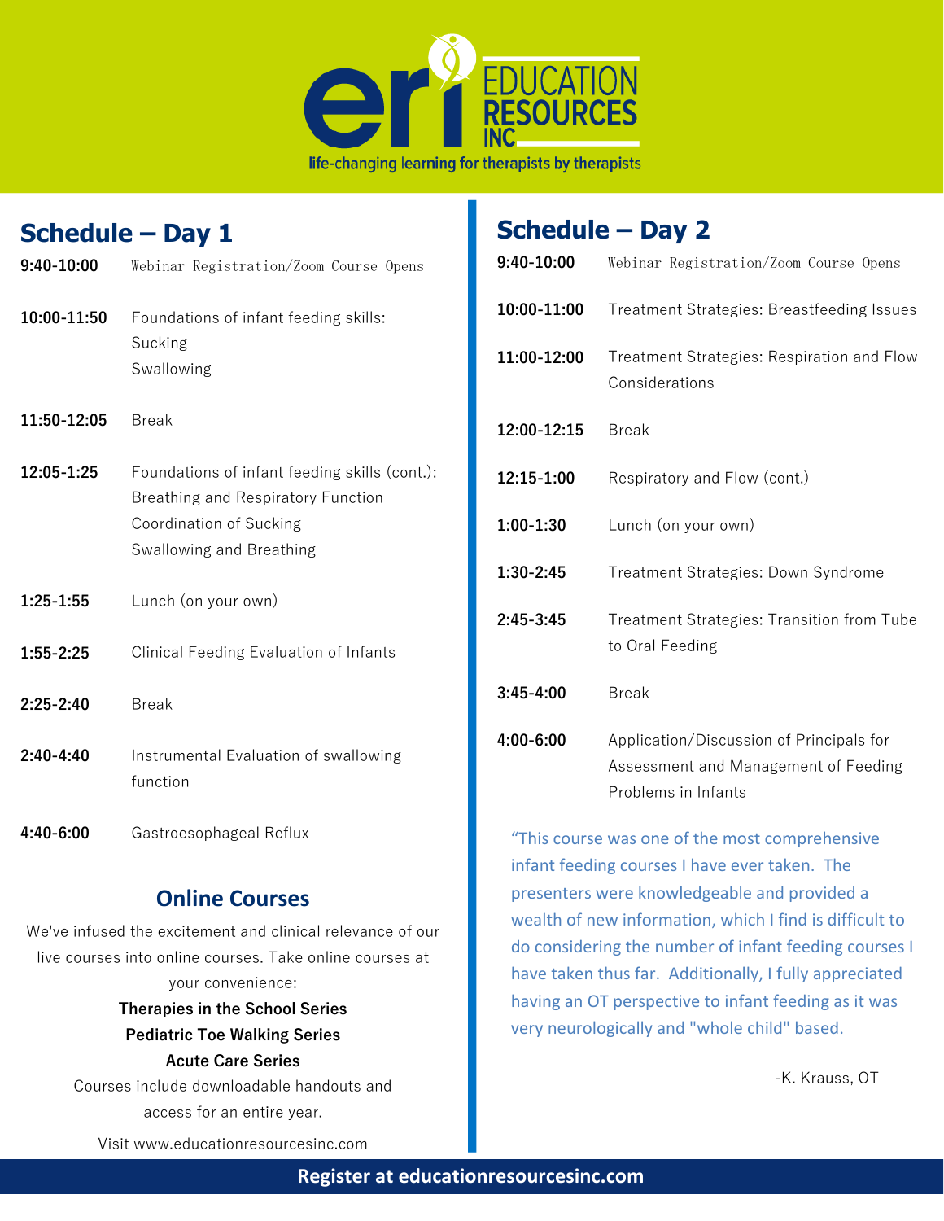EDUCATION RESOURCES INC

life-changing learning for therapists by therapists

## Schedule – Day 1

| | |
|---|---|
| **9:40-10:00** | Webinar Registration/Zoom Course Opens |
| **10:00-11:50** | Foundations of infant feeding skills:<br>Sucking<br>Swallowing |
| **11:50-12:05** | Break |
| **12:05-1:25** | Foundations of infant feeding skills (cont.):<br>Breathing and Respiratory Function<br>Coordination of Sucking<br>Swallowing and Breathing |
| **1:25-1:55** | Lunch (on your own) |
| **1:55-2:25** | Clinical Feeding Evaluation of Infants |
| **2:25-2:40** | Break |
| **2:40-4:40** | Instrumental Evaluation of swallowing function |
| **4:40-6:00** | Gastroesophageal Reflux |

## Online Courses

We've infused the excitement and clinical relevance of our live courses into online courses. Take online courses at your convenience:

**Therapies in the School Series**
**Pediatric Toe Walking Series**
**Acute Care Series**

Courses include downloadable handouts and access for an entire year.

Visit www.educationresourcesinc.com

## Schedule – Day 2

| | |
|---|---|
| **9:40-10:00** | Webinar Registration/Zoom Course Opens |
| **10:00-11:00** | Treatment Strategies: Breastfeeding Issues |
| **11:00-12:00** | Treatment Strategies: Respiration and Flow Considerations |
| **12:00-12:15** | Break |
| **12:15-1:00** | Respiratory and Flow (cont.) |
| **1:00-1:30** | Lunch (on your own) |
| **1:30-2:45** | Treatment Strategies: Down Syndrome |
| **2:45-3:45** | Treatment Strategies: Transition from Tube to Oral Feeding |
| **3:45-4:00** | Break |
| **4:00-6:00** | Application/Discussion of Principals for Assessment and Management of Feeding Problems in Infants |

"This course was one of the most comprehensive infant feeding courses I have ever taken. The presenters were knowledgeable and provided a wealth of new information, which I find is difficult to do considering the number of infant feeding courses I have taken thus far. Additionally, I fully appreciated having an OT perspective to infant feeding as it was very neurologically and "whole child" based.

-K. Krauss, OT

**Register at educationresourcesinc.com**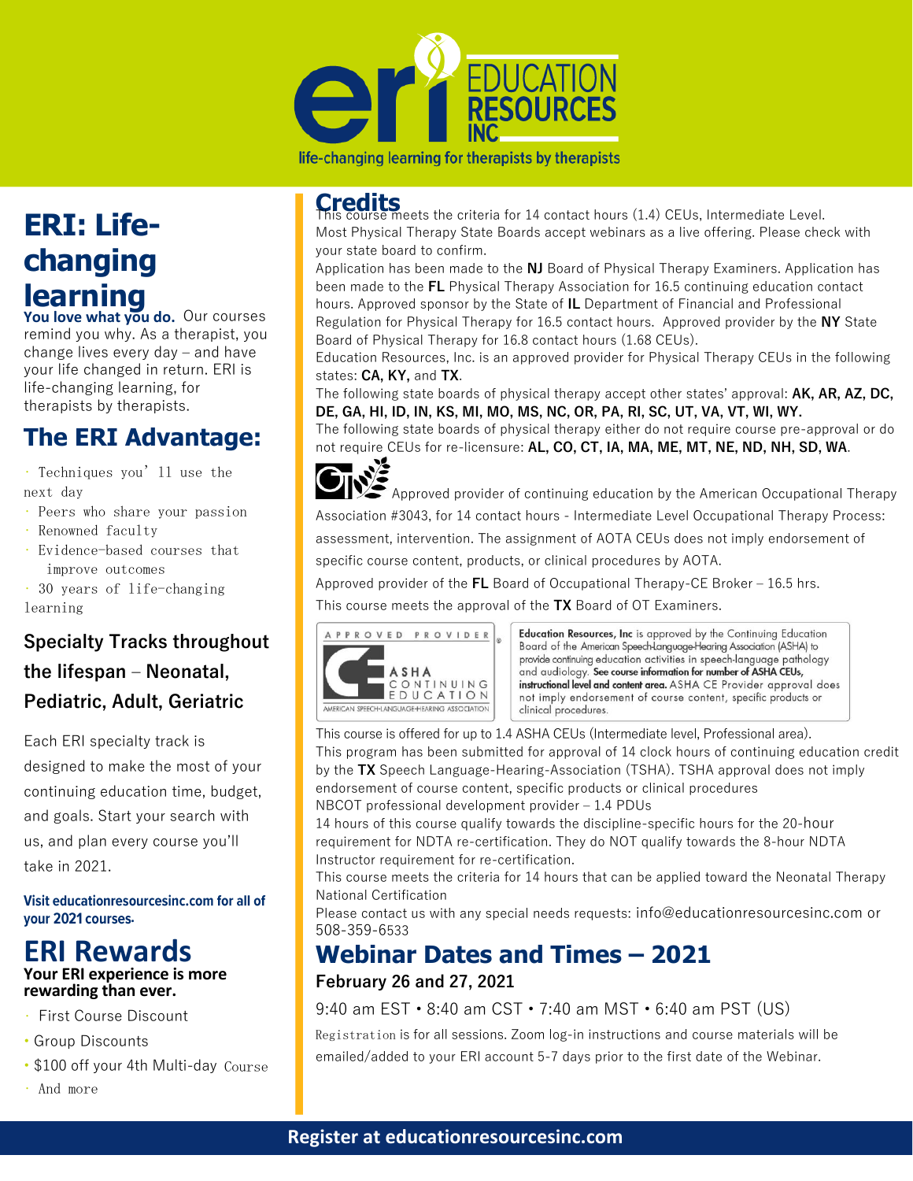ERI EDUCATION RESOURCES INC

life-changing learning for therapists by therapists

# ERI: Life-changing learning

**You love what you do.** Our courses remind you why. As a therapist, you change lives every day – and have your life changed in return. ERI is life-changing learning, for therapists by therapists.

## The ERI Advantage:

- Techniques you'll use the next day
- Peers who share your passion
- Renowned faculty
- Evidence-based courses that improve outcomes
- 30 years of life-changing learning

### Specialty Tracks throughout the lifespan – Neonatal, Pediatric, Adult, Geriatric

Each ERI specialty track is designed to make the most of your continuing education time, budget, and goals. Start your search with us, and plan every course you'll take in 2021.

**Visit educationresourcesinc.com for all of your 2021 courses.**

## ERI Rewards

**Your ERI experience is more rewarding than ever.**

- First Course Discount
- Group Discounts
- $100 off your 4th Multi-day Course
- And more

## Credits

This course meets the criteria for 14 contact hours (1.4) CEUs, Intermediate Level.

Most Physical Therapy State Boards accept webinars as a live offering. Please check with your state board to confirm.

Application has been made to the **NJ** Board of Physical Therapy Examiners. Application has been made to the **FL** Physical Therapy Association for 16.5 continuing education contact hours. Approved sponsor by the State of **IL** Department of Financial and Professional Regulation for Physical Therapy for 16.5 contact hours. Approved provider by the **NY** State Board of Physical Therapy for 16.8 contact hours (1.68 CEUs).

Education Resources, Inc. is an approved provider for Physical Therapy CEUs in the following states: **CA, KY,** and **TX**.

The following state boards of physical therapy accept other states' approval: **AK, AR, AZ, DC, DE, GA, HI, ID, IN, KS, MI, MO, MS, NC, OR, PA, RI, SC, UT, VA, VT, WI, WY.**

The following state boards of physical therapy either do not require course pre-approval or do not require CEUs for re-licensure: **AL, CO, CT, IA, MA, ME, MT, NE, ND, NH, SD, WA**.

Approved provider of continuing education by the American Occupational Therapy Association #3043, for 14 contact hours - Intermediate Level Occupational Therapy Process: assessment, intervention. The assignment of AOTA CEUs does not imply endorsement of specific course content, products, or clinical procedures by AOTA.

Approved provider of the **FL** Board of Occupational Therapy-CE Broker – 16.5 hrs.

This course meets the approval of the **TX** Board of OT Examiners.

APPROVED PROVIDER — ASHA CONTINUING EDUCATION — AMERICAN SPEECH-LANGUAGE-HEARING ASSOCIATION

**Education Resources, Inc** is approved by the Continuing Education Board of the American Speech-Language-Hearing Association (ASHA) to provide continuing education activities in speech-language pathology and audiology. **See course information for number of ASHA CEUs, instructional level and content area.** ASHA CE Provider approval does not imply endorsement of course content, specific products or clinical procedures.

This course is offered for up to 1.4 ASHA CEUs (Intermediate level, Professional area).

This program has been submitted for approval of 14 clock hours of continuing education credit by the **TX** Speech Language-Hearing-Association (TSHA). TSHA approval does not imply endorsement of course content, specific products or clinical procedures

NBCOT professional development provider – 1.4 PDUs

14 hours of this course qualify towards the discipline-specific hours for the 20-hour requirement for NDTA re-certification. They do NOT qualify towards the 8-hour NDTA Instructor requirement for re-certification.

This course meets the criteria for 14 hours that can be applied toward the Neonatal Therapy National Certification

Please contact us with any special needs requests: info@educationresourcesinc.com or 508-359-6533

## Webinar Dates and Times – 2021

### February 26 and 27, 2021

9:40 am EST • 8:40 am CST • 7:40 am MST • 6:40 am PST (US)

Registration is for all sessions. Zoom log-in instructions and course materials will be emailed/added to your ERI account 5-7 days prior to the first date of the Webinar.

**Register at educationresourcesinc.com**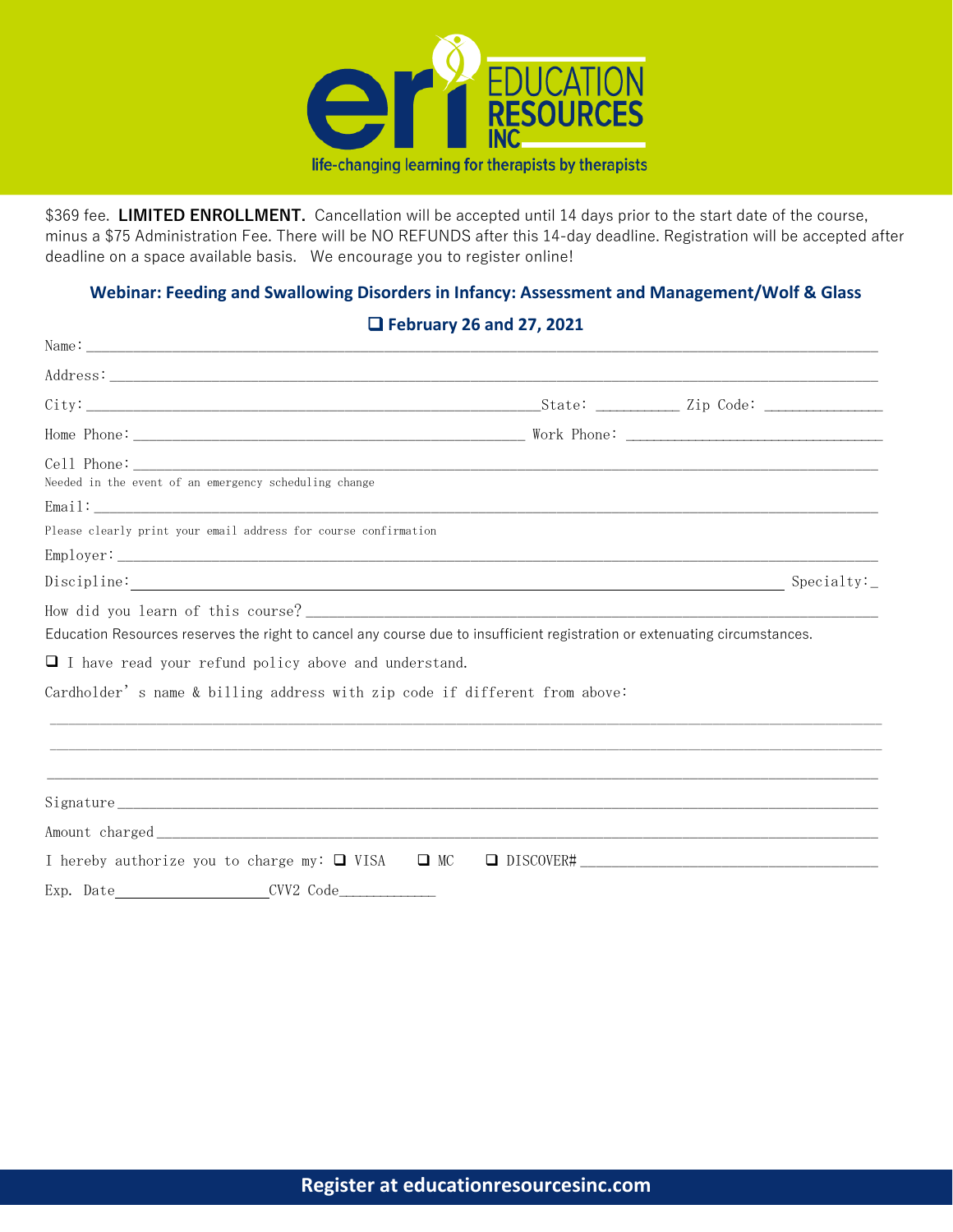EDUCATION RESOURCES INC

life-changing learning for therapists by therapists

$369 fee. **LIMITED ENROLLMENT.** Cancellation will be accepted until 14 days prior to the start date of the course, minus a $75 Administration Fee. There will be NO REFUNDS after this 14-day deadline. Registration will be accepted after deadline on a space available basis. We encourage you to register online!

**Webinar: Feeding and Swallowing Disorders in Infancy: Assessment and Management/Wolf & Glass**

❑ **February 26 and 27, 2021**

Name: ____________________________________________

Address: ____________________________________________

City: ______________________________ State: __________ Zip Code: ______________

Home Phone: ______________________________ Work Phone: ______________________________

Cell Phone: ____________________________________________

Needed in the event of an emergency scheduling change

Email: ____________________________________________

Please clearly print your email address for course confirmation

Employer: ____________________________________________

Discipline: ______________________________ Specialty: _

How did you learn of this course? ____________________________________________

Education Resources reserves the right to cancel any course due to insufficient registration or extenuating circumstances.

❑ I have read your refund policy above and understand.

Cardholder's name & billing address with zip code if different from above:

____________________________________________

____________________________________________

____________________________________________

Signature ____________________________________________

Amount charged ____________________________________________

I hereby authorize you to charge my: ❑ VISA ❑ MC ❑ DISCOVER# ______________________________

Exp. Date ____________________ CVV2 Code ____________

**Register at educationresourcesinc.com**